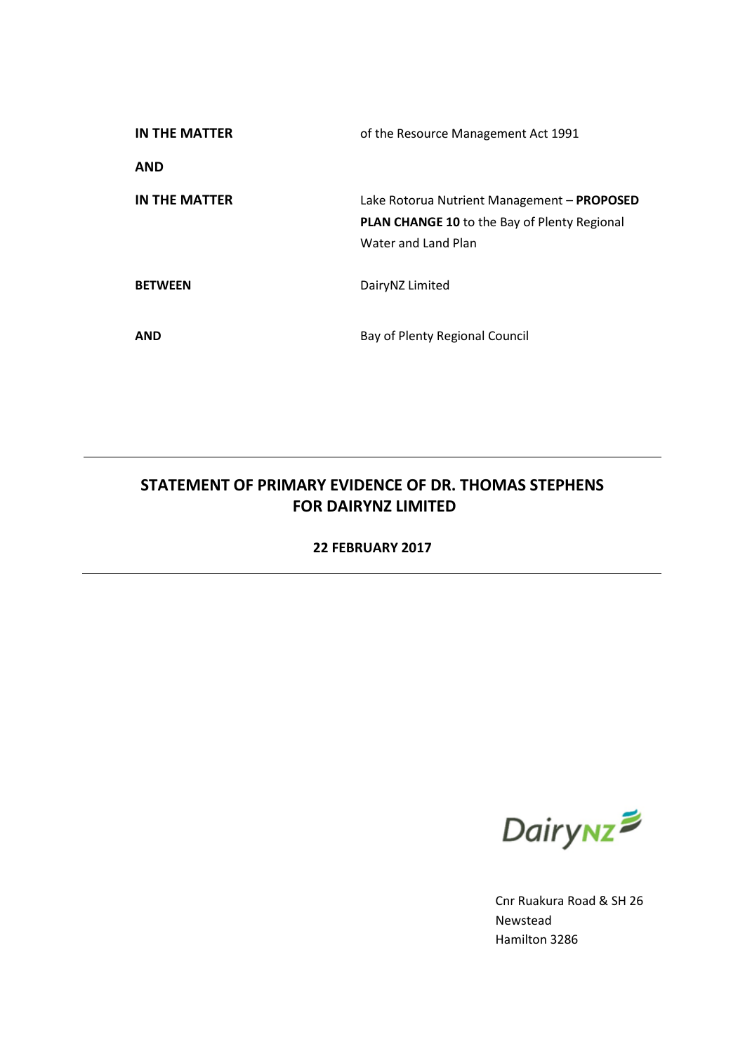| | |
|---|---|
| **IN THE MATTER** | of the Resource Management Act 1991 |
| **AND** | |
| **IN THE MATTER** | Lake Rotorua Nutrient Management – **PROPOSED PLAN CHANGE 10** to the Bay of Plenty Regional Water and Land Plan |
| **BETWEEN** | DairyNZ Limited |
| **AND** | Bay of Plenty Regional Council |

---

# STATEMENT OF PRIMARY EVIDENCE OF DR. THOMAS STEPHENS FOR DAIRYNZ LIMITED

**22 FEBRUARY 2017**

---

DairyNZ

Cnr Ruakura Road & SH 26
Newstead
Hamilton 3286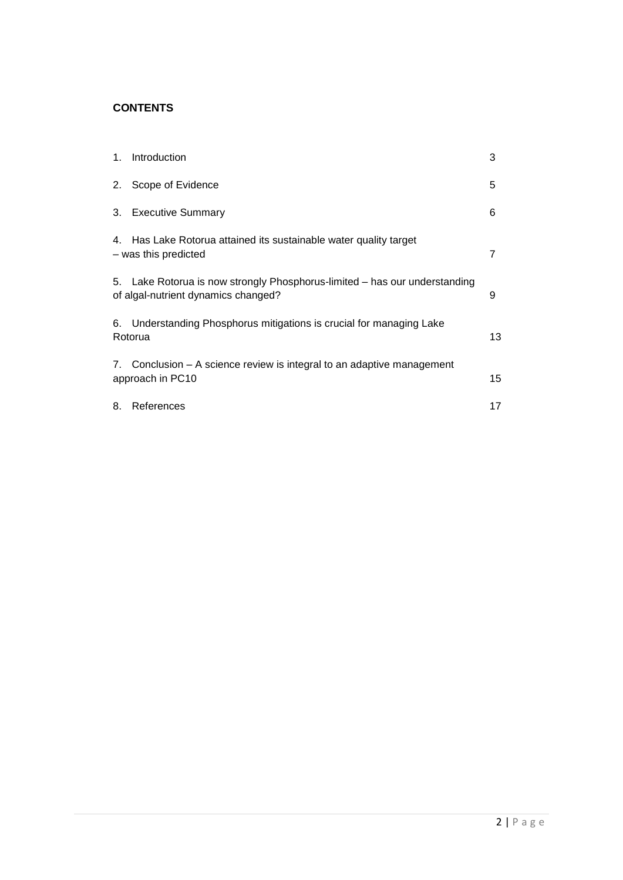**CONTENTS**

| | |
|---|---|
| 1. Introduction | 3 |
| 2. Scope of Evidence | 5 |
| 3. Executive Summary | 6 |
| 4. Has Lake Rotorua attained its sustainable water quality target – was this predicted | 7 |
| 5. Lake Rotorua is now strongly Phosphorus-limited – has our understanding of algal-nutrient dynamics changed? | 9 |
| 6. Understanding Phosphorus mitigations is crucial for managing Lake Rotorua | 13 |
| 7. Conclusion – A science review is integral to an adaptive management approach in PC10 | 15 |
| 8. References | 17 |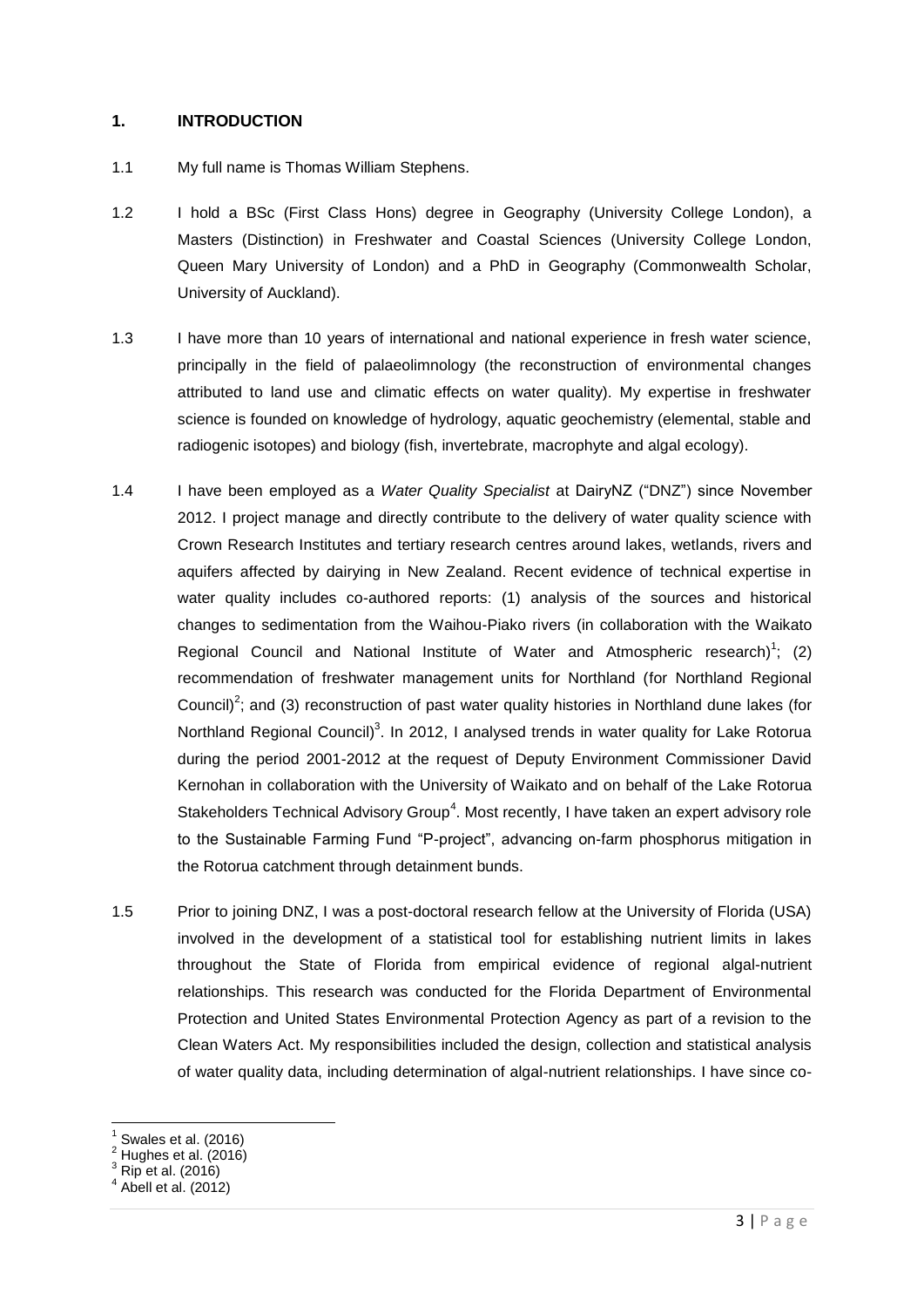## 1. INTRODUCTION

1.1 My full name is Thomas William Stephens.

1.2 I hold a BSc (First Class Hons) degree in Geography (University College London), a Masters (Distinction) in Freshwater and Coastal Sciences (University College London, Queen Mary University of London) and a PhD in Geography (Commonwealth Scholar, University of Auckland).

1.3 I have more than 10 years of international and national experience in fresh water science, principally in the field of palaeolimnology (the reconstruction of environmental changes attributed to land use and climatic effects on water quality). My expertise in freshwater science is founded on knowledge of hydrology, aquatic geochemistry (elemental, stable and radiogenic isotopes) and biology (fish, invertebrate, macrophyte and algal ecology).

1.4 I have been employed as a *Water Quality Specialist* at DairyNZ ("DNZ") since November 2012. I project manage and directly contribute to the delivery of water quality science with Crown Research Institutes and tertiary research centres around lakes, wetlands, rivers and aquifers affected by dairying in New Zealand. Recent evidence of technical expertise in water quality includes co-authored reports: (1) analysis of the sources and historical changes to sedimentation from the Waihou-Piako rivers (in collaboration with the Waikato Regional Council and National Institute of Water and Atmospheric research)[1]; (2) recommendation of freshwater management units for Northland (for Northland Regional Council)[2]; and (3) reconstruction of past water quality histories in Northland dune lakes (for Northland Regional Council)[3]. In 2012, I analysed trends in water quality for Lake Rotorua during the period 2001-2012 at the request of Deputy Environment Commissioner David Kernohan in collaboration with the University of Waikato and on behalf of the Lake Rotorua Stakeholders Technical Advisory Group[4]. Most recently, I have taken an expert advisory role to the Sustainable Farming Fund "P-project", advancing on-farm phosphorus mitigation in the Rotorua catchment through detainment bunds.

1.5 Prior to joining DNZ, I was a post-doctoral research fellow at the University of Florida (USA) involved in the development of a statistical tool for establishing nutrient limits in lakes throughout the State of Florida from empirical evidence of regional algal-nutrient relationships. This research was conducted for the Florida Department of Environmental Protection and United States Environmental Protection Agency as part of a revision to the Clean Waters Act. My responsibilities included the design, collection and statistical analysis of water quality data, including determination of algal-nutrient relationships. I have since co-

---

[1] Swales et al. (2016)
[2] Hughes et al. (2016)
[3] Rip et al. (2016)
[4] Abell et al. (2012)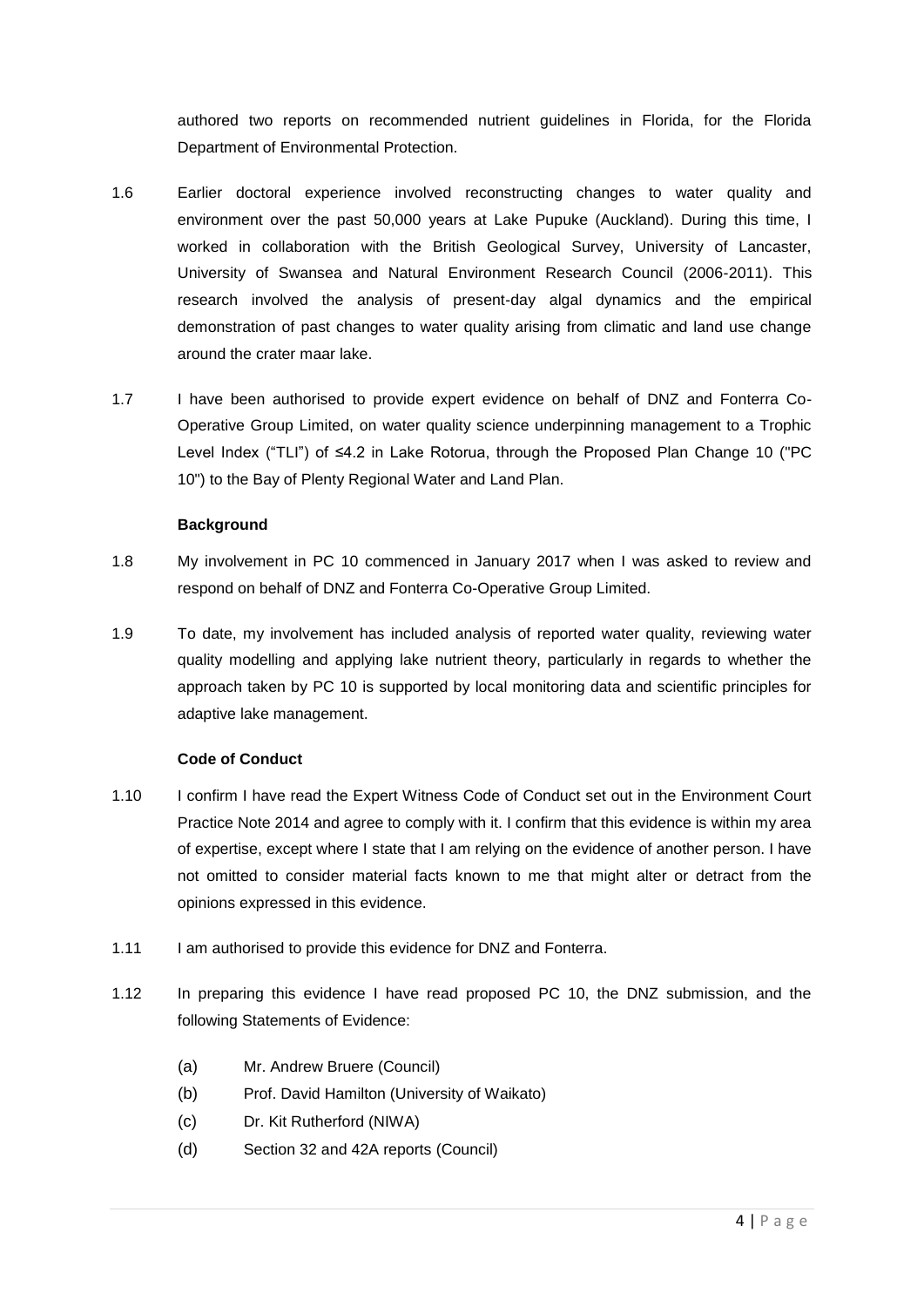authored two reports on recommended nutrient guidelines in Florida, for the Florida Department of Environmental Protection.

1.6 Earlier doctoral experience involved reconstructing changes to water quality and environment over the past 50,000 years at Lake Pupuke (Auckland). During this time, I worked in collaboration with the British Geological Survey, University of Lancaster, University of Swansea and Natural Environment Research Council (2006-2011). This research involved the analysis of present-day algal dynamics and the empirical demonstration of past changes to water quality arising from climatic and land use change around the crater maar lake.

1.7 I have been authorised to provide expert evidence on behalf of DNZ and Fonterra Co-Operative Group Limited, on water quality science underpinning management to a Trophic Level Index ("TLI") of ≤4.2 in Lake Rotorua, through the Proposed Plan Change 10 ("PC 10") to the Bay of Plenty Regional Water and Land Plan.

**Background**

1.8 My involvement in PC 10 commenced in January 2017 when I was asked to review and respond on behalf of DNZ and Fonterra Co-Operative Group Limited.

1.9 To date, my involvement has included analysis of reported water quality, reviewing water quality modelling and applying lake nutrient theory, particularly in regards to whether the approach taken by PC 10 is supported by local monitoring data and scientific principles for adaptive lake management.

**Code of Conduct**

1.10 I confirm I have read the Expert Witness Code of Conduct set out in the Environment Court Practice Note 2014 and agree to comply with it. I confirm that this evidence is within my area of expertise, except where I state that I am relying on the evidence of another person. I have not omitted to consider material facts known to me that might alter or detract from the opinions expressed in this evidence.

1.11 I am authorised to provide this evidence for DNZ and Fonterra.

1.12 In preparing this evidence I have read proposed PC 10, the DNZ submission, and the following Statements of Evidence:

(a) Mr. Andrew Bruere (Council)

(b) Prof. David Hamilton (University of Waikato)

(c) Dr. Kit Rutherford (NIWA)

(d) Section 32 and 42A reports (Council)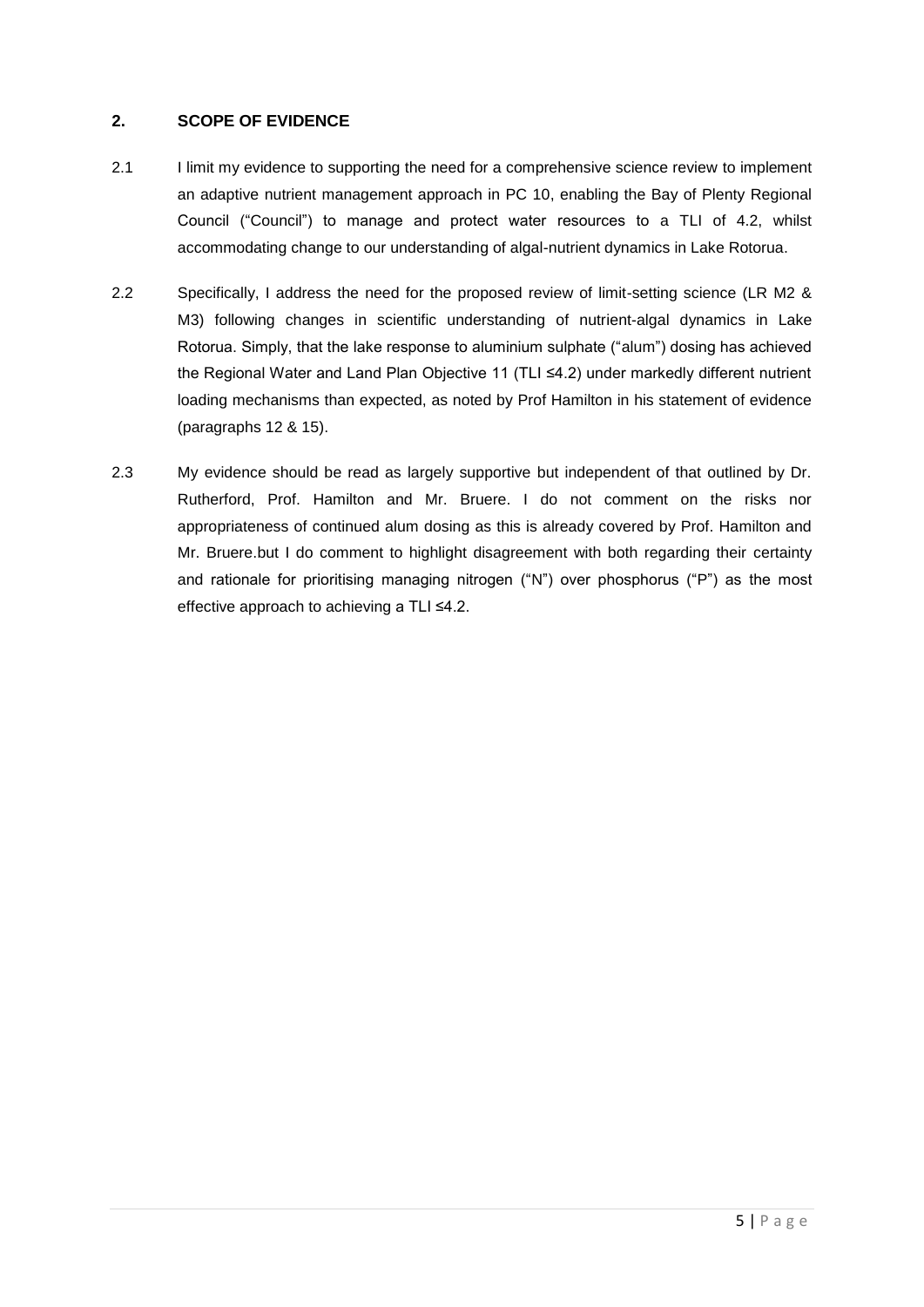## 2. SCOPE OF EVIDENCE

2.1 I limit my evidence to supporting the need for a comprehensive science review to implement an adaptive nutrient management approach in PC 10, enabling the Bay of Plenty Regional Council ("Council") to manage and protect water resources to a TLI of 4.2, whilst accommodating change to our understanding of algal-nutrient dynamics in Lake Rotorua.

2.2 Specifically, I address the need for the proposed review of limit-setting science (LR M2 & M3) following changes in scientific understanding of nutrient-algal dynamics in Lake Rotorua. Simply, that the lake response to aluminium sulphate ("alum") dosing has achieved the Regional Water and Land Plan Objective 11 (TLI ≤4.2) under markedly different nutrient loading mechanisms than expected, as noted by Prof Hamilton in his statement of evidence (paragraphs 12 & 15).

2.3 My evidence should be read as largely supportive but independent of that outlined by Dr. Rutherford, Prof. Hamilton and Mr. Bruere. I do not comment on the risks nor appropriateness of continued alum dosing as this is already covered by Prof. Hamilton and Mr. Bruere.but I do comment to highlight disagreement with both regarding their certainty and rationale for prioritising managing nitrogen ("N") over phosphorus ("P") as the most effective approach to achieving a TLI ≤4.2.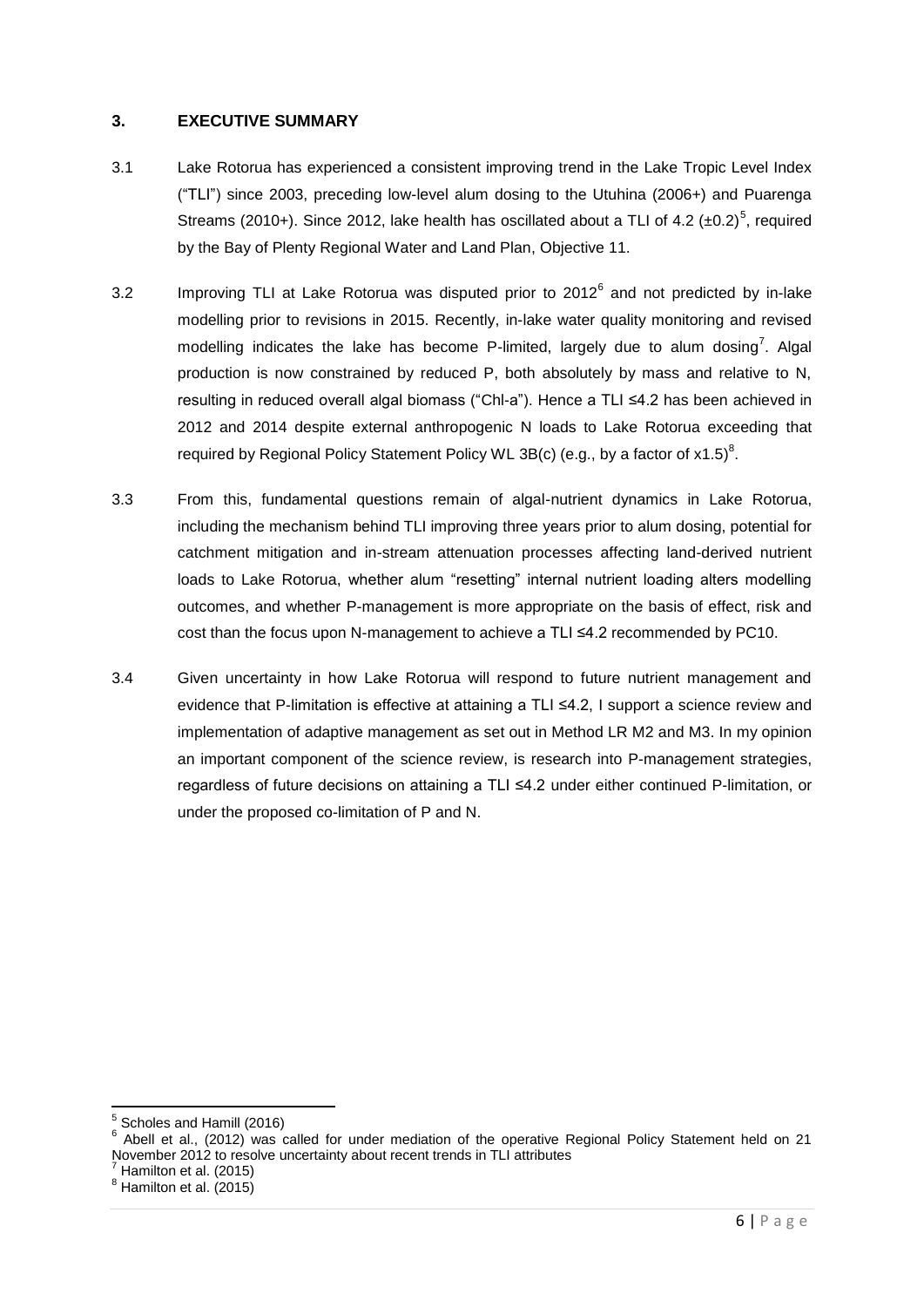## 3. EXECUTIVE SUMMARY

3.1 Lake Rotorua has experienced a consistent improving trend in the Lake Tropic Level Index ("TLI") since 2003, preceding low-level alum dosing to the Utuhina (2006+) and Puarenga Streams (2010+). Since 2012, lake health has oscillated about a TLI of 4.2 (±0.2)[5], required by the Bay of Plenty Regional Water and Land Plan, Objective 11.

3.2 Improving TLI at Lake Rotorua was disputed prior to 2012[6] and not predicted by in-lake modelling prior to revisions in 2015. Recently, in-lake water quality monitoring and revised modelling indicates the lake has become P-limited, largely due to alum dosing[7]. Algal production is now constrained by reduced P, both absolutely by mass and relative to N, resulting in reduced overall algal biomass ("Chl-a"). Hence a TLI ≤4.2 has been achieved in 2012 and 2014 despite external anthropogenic N loads to Lake Rotorua exceeding that required by Regional Policy Statement Policy WL 3B(c) (e.g., by a factor of x1.5)[8].

3.3 From this, fundamental questions remain of algal-nutrient dynamics in Lake Rotorua, including the mechanism behind TLI improving three years prior to alum dosing, potential for catchment mitigation and in-stream attenuation processes affecting land-derived nutrient loads to Lake Rotorua, whether alum "resetting" internal nutrient loading alters modelling outcomes, and whether P-management is more appropriate on the basis of effect, risk and cost than the focus upon N-management to achieve a TLI ≤4.2 recommended by PC10.

3.4 Given uncertainty in how Lake Rotorua will respond to future nutrient management and evidence that P-limitation is effective at attaining a TLI ≤4.2, I support a science review and implementation of adaptive management as set out in Method LR M2 and M3. In my opinion an important component of the science review, is research into P-management strategies, regardless of future decisions on attaining a TLI ≤4.2 under either continued P-limitation, or under the proposed co-limitation of P and N.

---

[5] Scholes and Hamill (2016)

[6] Abell et al., (2012) was called for under mediation of the operative Regional Policy Statement held on 21 November 2012 to resolve uncertainty about recent trends in TLI attributes

[7] Hamilton et al. (2015)

[8] Hamilton et al. (2015)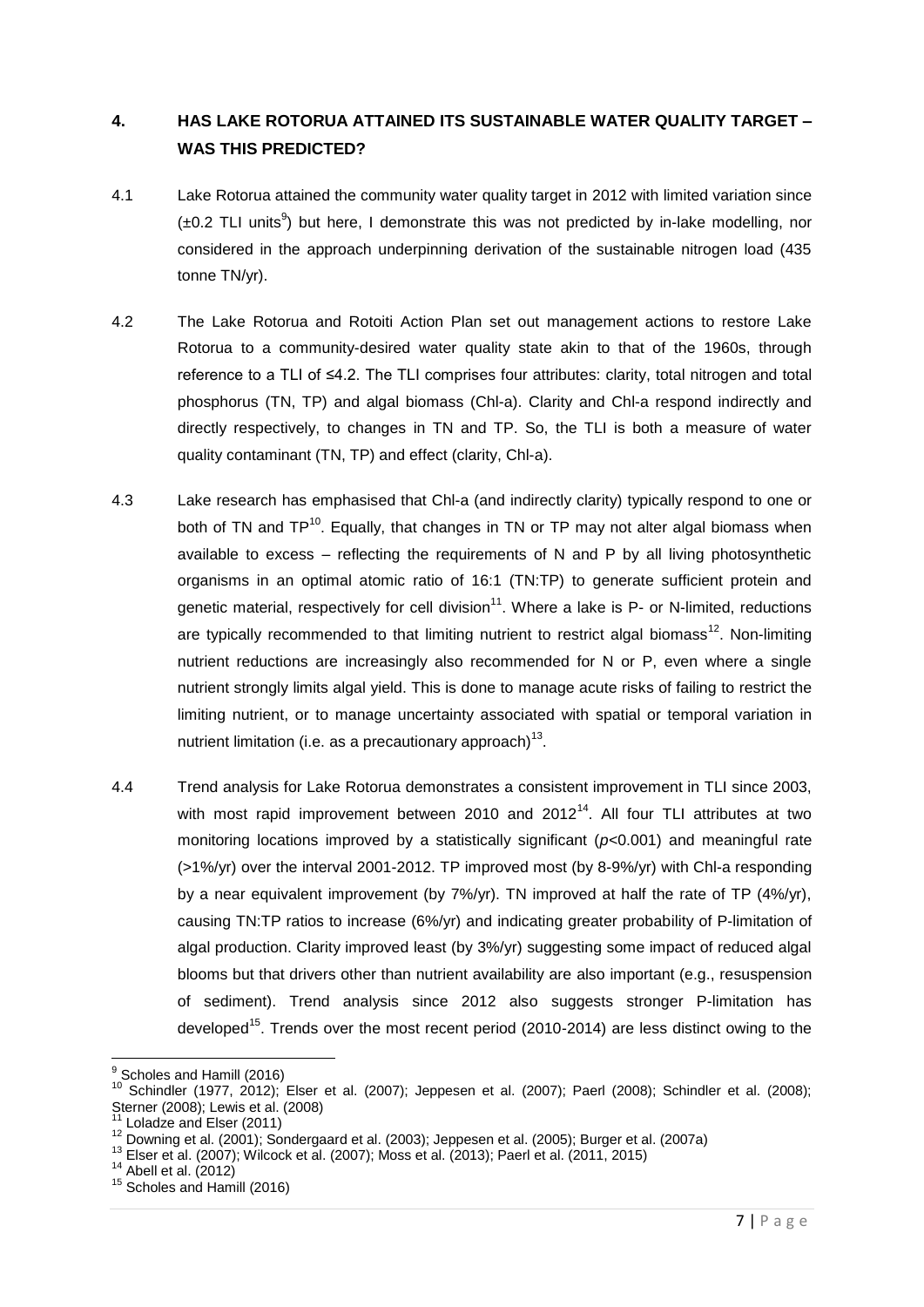## 4. HAS LAKE ROTORUA ATTAINED ITS SUSTAINABLE WATER QUALITY TARGET – WAS THIS PREDICTED?

4.1 Lake Rotorua attained the community water quality target in 2012 with limited variation since (±0.2 TLI units[9]) but here, I demonstrate this was not predicted by in-lake modelling, nor considered in the approach underpinning derivation of the sustainable nitrogen load (435 tonne TN/yr).

4.2 The Lake Rotorua and Rotoiti Action Plan set out management actions to restore Lake Rotorua to a community-desired water quality state akin to that of the 1960s, through reference to a TLI of ≤4.2. The TLI comprises four attributes: clarity, total nitrogen and total phosphorus (TN, TP) and algal biomass (Chl-a). Clarity and Chl-a respond indirectly and directly respectively, to changes in TN and TP. So, the TLI is both a measure of water quality contaminant (TN, TP) and effect (clarity, Chl-a).

4.3 Lake research has emphasised that Chl-a (and indirectly clarity) typically respond to one or both of TN and TP[10]. Equally, that changes in TN or TP may not alter algal biomass when available to excess – reflecting the requirements of N and P by all living photosynthetic organisms in an optimal atomic ratio of 16:1 (TN:TP) to generate sufficient protein and genetic material, respectively for cell division[11]. Where a lake is P- or N-limited, reductions are typically recommended to that limiting nutrient to restrict algal biomass[12]. Non-limiting nutrient reductions are increasingly also recommended for N or P, even where a single nutrient strongly limits algal yield. This is done to manage acute risks of failing to restrict the limiting nutrient, or to manage uncertainty associated with spatial or temporal variation in nutrient limitation (i.e. as a precautionary approach)[13].

4.4 Trend analysis for Lake Rotorua demonstrates a consistent improvement in TLI since 2003, with most rapid improvement between 2010 and 2012[14]. All four TLI attributes at two monitoring locations improved by a statistically significant ($p<0.001$) and meaningful rate (>1%/yr) over the interval 2001-2012. TP improved most (by 8-9%/yr) with Chl-a responding by a near equivalent improvement (by 7%/yr). TN improved at half the rate of TP (4%/yr), causing TN:TP ratios to increase (6%/yr) and indicating greater probability of P-limitation of algal production. Clarity improved least (by 3%/yr) suggesting some impact of reduced algal blooms but that drivers other than nutrient availability are also important (e.g., resuspension of sediment). Trend analysis since 2012 also suggests stronger P-limitation has developed[15]. Trends over the most recent period (2010-2014) are less distinct owing to the

---

[9] Scholes and Hamill (2016)

[10] Schindler (1977, 2012); Elser et al. (2007); Jeppesen et al. (2007); Paerl (2008); Schindler et al. (2008); Sterner (2008); Lewis et al. (2008)

[11] Loladze and Elser (2011)

[12] Downing et al. (2001); Sondergaard et al. (2003); Jeppesen et al. (2005); Burger et al. (2007a)

[13] Elser et al. (2007); Wilcock et al. (2007); Moss et al. (2013); Paerl et al. (2011, 2015)

[14] Abell et al. (2012)

[15] Scholes and Hamill (2016)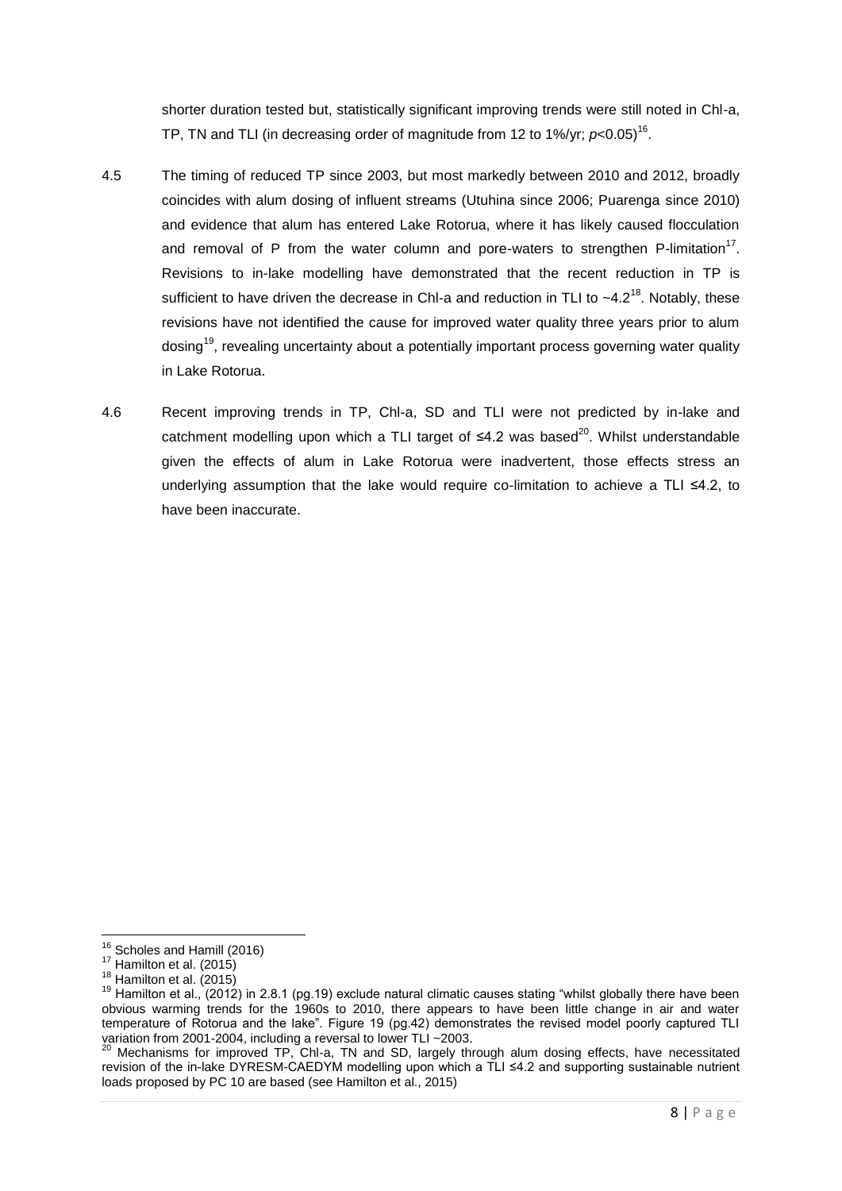shorter duration tested but, statistically significant improving trends were still noted in Chl-a, TP, TN and TLI (in decreasing order of magnitude from 12 to 1%/yr; $p<0.05$)[16].

4.5 The timing of reduced TP since 2003, but most markedly between 2010 and 2012, broadly coincides with alum dosing of influent streams (Utuhina since 2006; Puarenga since 2010) and evidence that alum has entered Lake Rotorua, where it has likely caused flocculation and removal of P from the water column and pore-waters to strengthen P-limitation[17]. Revisions to in-lake modelling have demonstrated that the recent reduction in TP is sufficient to have driven the decrease in Chl-a and reduction in TLI to ~4.2[18]. Notably, these revisions have not identified the cause for improved water quality three years prior to alum dosing[19], revealing uncertainty about a potentially important process governing water quality in Lake Rotorua.

4.6 Recent improving trends in TP, Chl-a, SD and TLI were not predicted by in-lake and catchment modelling upon which a TLI target of ≤4.2 was based[20]. Whilst understandable given the effects of alum in Lake Rotorua were inadvertent, those effects stress an underlying assumption that the lake would require co-limitation to achieve a TLI ≤4.2, to have been inaccurate.

---

[16] Scholes and Hamill (2016)

[17] Hamilton et al. (2015)

[18] Hamilton et al. (2015)

[19] Hamilton et al., (2012) in 2.8.1 (pg.19) exclude natural climatic causes stating "whilst globally there have been obvious warming trends for the 1960s to 2010, there appears to have been little change in air and water temperature of Rotorua and the lake". Figure 19 (pg.42) demonstrates the revised model poorly captured TLI variation from 2001-2004, including a reversal to lower TLI ~2003.

[20] Mechanisms for improved TP, Chl-a, TN and SD, largely through alum dosing effects, have necessitated revision of the in-lake DYRESM-CAEDYM modelling upon which a TLI ≤4.2 and supporting sustainable nutrient loads proposed by PC 10 are based (see Hamilton et al., 2015)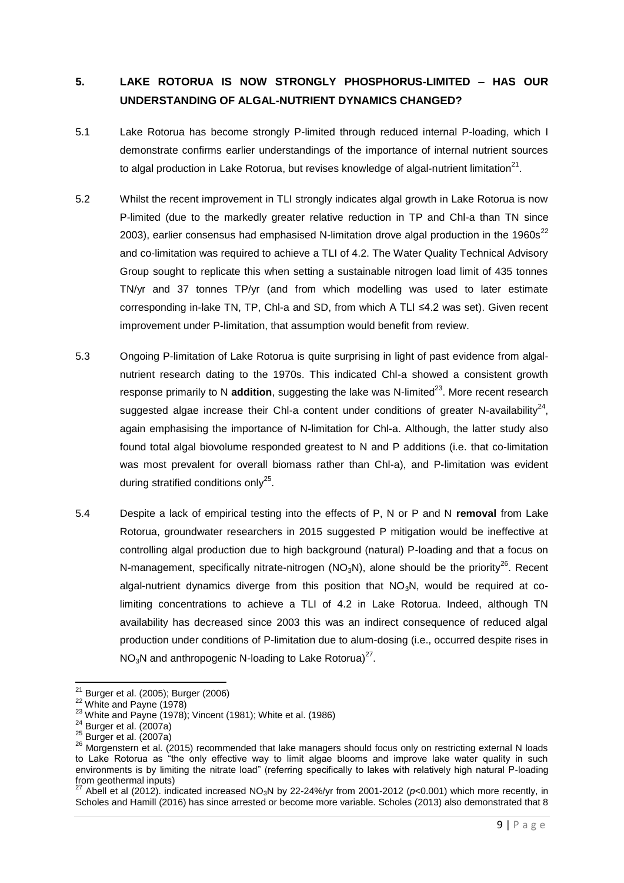## 5. LAKE ROTORUA IS NOW STRONGLY PHOSPHORUS-LIMITED – HAS OUR UNDERSTANDING OF ALGAL-NUTRIENT DYNAMICS CHANGED?

5.1 Lake Rotorua has become strongly P-limited through reduced internal P-loading, which I demonstrate confirms earlier understandings of the importance of internal nutrient sources to algal production in Lake Rotorua, but revises knowledge of algal-nutrient limitation[21].

5.2 Whilst the recent improvement in TLI strongly indicates algal growth in Lake Rotorua is now P-limited (due to the markedly greater relative reduction in TP and Chl-a than TN since 2003), earlier consensus had emphasised N-limitation drove algal production in the 1960s[22] and co-limitation was required to achieve a TLI of 4.2. The Water Quality Technical Advisory Group sought to replicate this when setting a sustainable nitrogen load limit of 435 tonnes TN/yr and 37 tonnes TP/yr (and from which modelling was used to later estimate corresponding in-lake TN, TP, Chl-a and SD, from which A TLI ≤4.2 was set). Given recent improvement under P-limitation, that assumption would benefit from review.

5.3 Ongoing P-limitation of Lake Rotorua is quite surprising in light of past evidence from algal-nutrient research dating to the 1970s. This indicated Chl-a showed a consistent growth response primarily to N **addition**, suggesting the lake was N-limited[23]. More recent research suggested algae increase their Chl-a content under conditions of greater N-availability[24], again emphasising the importance of N-limitation for Chl-a. Although, the latter study also found total algal biovolume responded greatest to N and P additions (i.e. that co-limitation was most prevalent for overall biomass rather than Chl-a), and P-limitation was evident during stratified conditions only[25].

5.4 Despite a lack of empirical testing into the effects of P, N or P and N **removal** from Lake Rotorua, groundwater researchers in 2015 suggested P mitigation would be ineffective at controlling algal production due to high background (natural) P-loading and that a focus on N-management, specifically nitrate-nitrogen ($NO_3N$), alone should be the priority[26]. Recent algal-nutrient dynamics diverge from this position that $NO_3N$, would be required at co-limiting concentrations to achieve a TLI of 4.2 in Lake Rotorua. Indeed, although TN availability has decreased since 2003 this was an indirect consequence of reduced algal production under conditions of P-limitation due to alum-dosing (i.e., occurred despite rises in $NO_3N$ and anthropogenic N-loading to Lake Rotorua)[27].

---

[21] Burger et al. (2005); Burger (2006)

[22] White and Payne (1978)

[23] White and Payne (1978); Vincent (1981); White et al. (1986)

[24] Burger et al. (2007a)

[25] Burger et al. (2007a)

[26] Morgenstern et al. (2015) recommended that lake managers should focus only on restricting external N loads to Lake Rotorua as "the only effective way to limit algae blooms and improve lake water quality in such environments is by limiting the nitrate load" (referring specifically to lakes with relatively high natural P-loading from geothermal inputs)

[27] Abell et al (2012). indicated increased $NO_3N$ by 22-24%/yr from 2001-2012 ($p$<0.001) which more recently, in Scholes and Hamill (2016) has since arrested or become more variable. Scholes (2013) also demonstrated that 8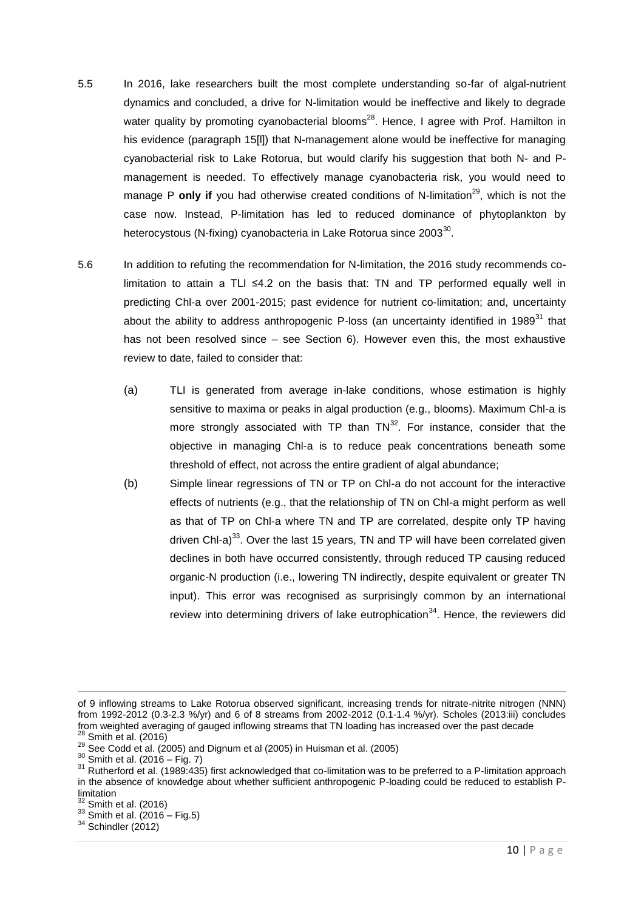5.5 In 2016, lake researchers built the most complete understanding so-far of algal-nutrient dynamics and concluded, a drive for N-limitation would be ineffective and likely to degrade water quality by promoting cyanobacterial blooms[28]. Hence, I agree with Prof. Hamilton in his evidence (paragraph 15[l]) that N-management alone would be ineffective for managing cyanobacterial risk to Lake Rotorua, but would clarify his suggestion that both N- and P-management is needed. To effectively manage cyanobacteria risk, you would need to manage P **only if** you had otherwise created conditions of N-limitation[29], which is not the case now. Instead, P-limitation has led to reduced dominance of phytoplankton by heterocystous (N-fixing) cyanobacteria in Lake Rotorua since 2003[30].

5.6 In addition to refuting the recommendation for N-limitation, the 2016 study recommends co-limitation to attain a TLI ≤4.2 on the basis that: TN and TP performed equally well in predicting Chl-a over 2001-2015; past evidence for nutrient co-limitation; and, uncertainty about the ability to address anthropogenic P-loss (an uncertainty identified in 1989[31] that has not been resolved since – see Section 6). However even this, the most exhaustive review to date, failed to consider that:

(a) TLI is generated from average in-lake conditions, whose estimation is highly sensitive to maxima or peaks in algal production (e.g., blooms). Maximum Chl-a is more strongly associated with TP than TN[32]. For instance, consider that the objective in managing Chl-a is to reduce peak concentrations beneath some threshold of effect, not across the entire gradient of algal abundance;

(b) Simple linear regressions of TN or TP on Chl-a do not account for the interactive effects of nutrients (e.g., that the relationship of TN on Chl-a might perform as well as that of TP on Chl-a where TN and TP are correlated, despite only TP having driven Chl-a)[33]. Over the last 15 years, TN and TP will have been correlated given declines in both have occurred consistently, through reduced TP causing reduced organic-N production (i.e., lowering TN indirectly, despite equivalent or greater TN input). This error was recognised as surprisingly common by an international review into determining drivers of lake eutrophication[34]. Hence, the reviewers did

---

of 9 inflowing streams to Lake Rotorua observed significant, increasing trends for nitrate-nitrite nitrogen (NNN) from 1992-2012 (0.3-2.3 %/yr) and 6 of 8 streams from 2002-2012 (0.1-1.4 %/yr). Scholes (2013:iii) concludes from weighted averaging of gauged inflowing streams that TN loading has increased over the past decade

[28] Smith et al. (2016)

[29] See Codd et al. (2005) and Dignum et al (2005) in Huisman et al. (2005)

[30] Smith et al. (2016 – Fig. 7)

[31] Rutherford et al. (1989:435) first acknowledged that co-limitation was to be preferred to a P-limitation approach in the absence of knowledge about whether sufficient anthropogenic P-loading could be reduced to establish P-limitation

[32] Smith et al. (2016)

[33] Smith et al. (2016 – Fig.5)

[34] Schindler (2012)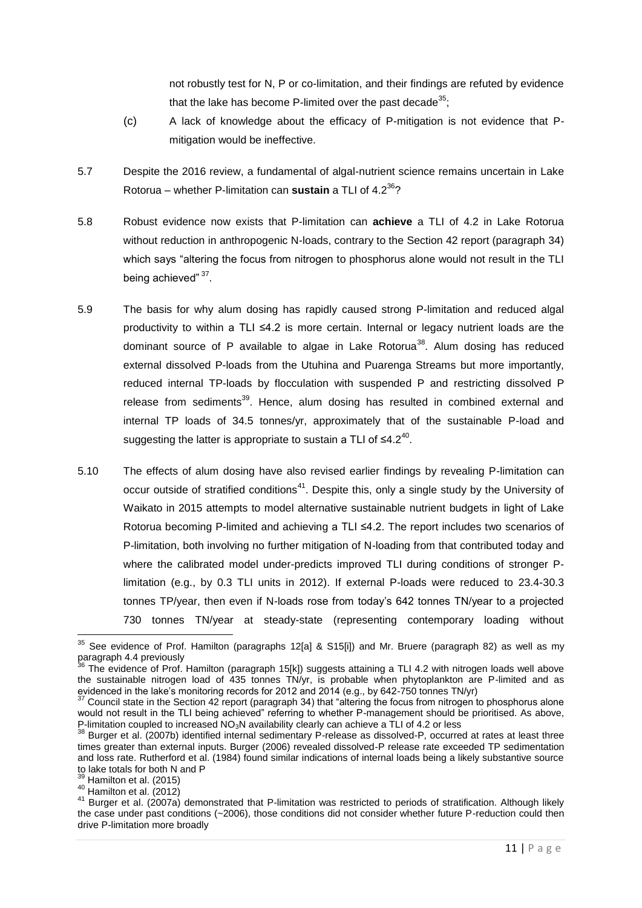not robustly test for N, P or co-limitation, and their findings are refuted by evidence that the lake has become P-limited over the past decade[35];

(c) A lack of knowledge about the efficacy of P-mitigation is not evidence that P-mitigation would be ineffective.

5.7 Despite the 2016 review, a fundamental of algal-nutrient science remains uncertain in Lake Rotorua – whether P-limitation can **sustain** a TLI of 4.2[36]?

5.8 Robust evidence now exists that P-limitation can **achieve** a TLI of 4.2 in Lake Rotorua without reduction in anthropogenic N-loads, contrary to the Section 42 report (paragraph 34) which says "altering the focus from nitrogen to phosphorus alone would not result in the TLI being achieved"[37].

5.9 The basis for why alum dosing has rapidly caused strong P-limitation and reduced algal productivity to within a TLI ≤4.2 is more certain. Internal or legacy nutrient loads are the dominant source of P available to algae in Lake Rotorua[38]. Alum dosing has reduced external dissolved P-loads from the Utuhina and Puarenga Streams but more importantly, reduced internal TP-loads by flocculation with suspended P and restricting dissolved P release from sediments[39]. Hence, alum dosing has resulted in combined external and internal TP loads of 34.5 tonnes/yr, approximately that of the sustainable P-load and suggesting the latter is appropriate to sustain a TLI of ≤4.2[40].

5.10 The effects of alum dosing have also revised earlier findings by revealing P-limitation can occur outside of stratified conditions[41]. Despite this, only a single study by the University of Waikato in 2015 attempts to model alternative sustainable nutrient budgets in light of Lake Rotorua becoming P-limited and achieving a TLI ≤4.2. The report includes two scenarios of P-limitation, both involving no further mitigation of N-loading from that contributed today and where the calibrated model under-predicts improved TLI during conditions of stronger P-limitation (e.g., by 0.3 TLI units in 2012). If external P-loads were reduced to 23.4-30.3 tonnes TP/year, then even if N-loads rose from today's 642 tonnes TN/year to a projected 730 tonnes TN/year at steady-state (representing contemporary loading without

---

[35] See evidence of Prof. Hamilton (paragraphs 12[a] & S15[i]) and Mr. Bruere (paragraph 82) as well as my paragraph 4.4 previously

[36] The evidence of Prof. Hamilton (paragraph 15[k]) suggests attaining a TLI 4.2 with nitrogen loads well above the sustainable nitrogen load of 435 tonnes TN/yr, is probable when phytoplankton are P-limited and as evidenced in the lake's monitoring records for 2012 and 2014 (e.g., by 642-750 tonnes TN/yr)

[37] Council state in the Section 42 report (paragraph 34) that "altering the focus from nitrogen to phosphorus alone would not result in the TLI being achieved" referring to whether P-management should be prioritised. As above, P-limitation coupled to increased $NO_3N$ availability clearly can achieve a TLI of 4.2 or less

[38] Burger et al. (2007b) identified internal sedimentary P-release as dissolved-P, occurred at rates at least three times greater than external inputs. Burger (2006) revealed dissolved-P release rate exceeded TP sedimentation and loss rate. Rutherford et al. (1984) found similar indications of internal loads being a likely substantive source to lake totals for both N and P

[39] Hamilton et al. (2015)

[40] Hamilton et al. (2012)

[41] Burger et al. (2007a) demonstrated that P-limitation was restricted to periods of stratification. Although likely the case under past conditions (~2006), those conditions did not consider whether future P-reduction could then drive P-limitation more broadly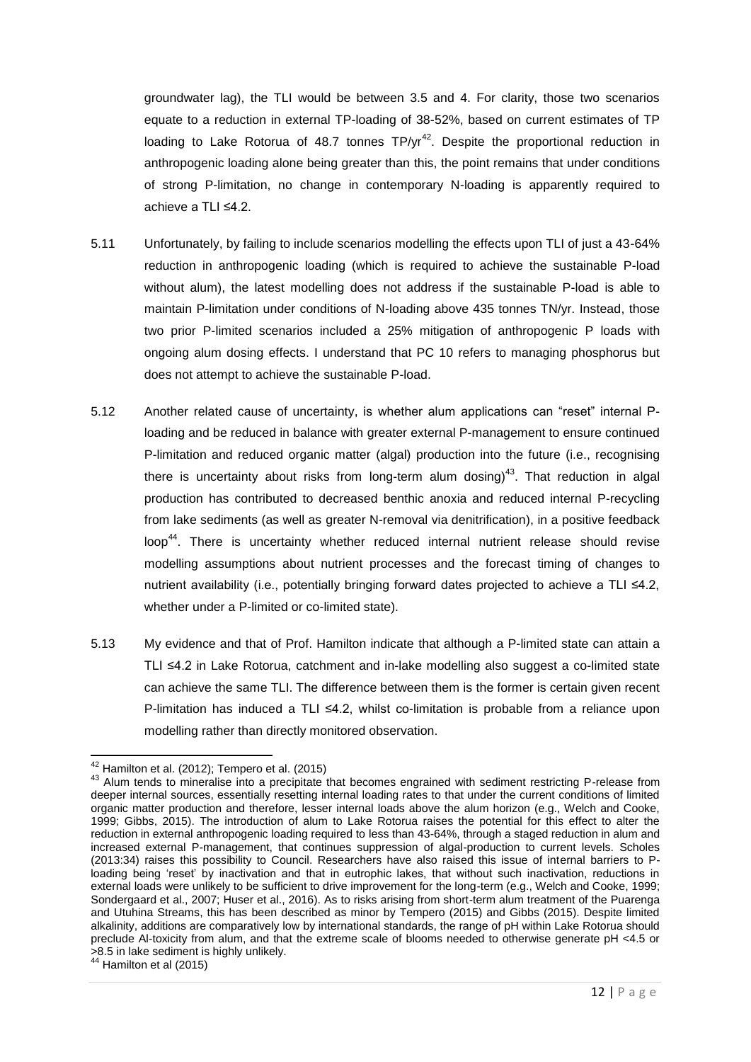groundwater lag), the TLI would be between 3.5 and 4. For clarity, those two scenarios equate to a reduction in external TP-loading of 38-52%, based on current estimates of TP loading to Lake Rotorua of 48.7 tonnes TP/yr[42]. Despite the proportional reduction in anthropogenic loading alone being greater than this, the point remains that under conditions of strong P-limitation, no change in contemporary N-loading is apparently required to achieve a TLI ≤4.2.

5.11 Unfortunately, by failing to include scenarios modelling the effects upon TLI of just a 43-64% reduction in anthropogenic loading (which is required to achieve the sustainable P-load without alum), the latest modelling does not address if the sustainable P-load is able to maintain P-limitation under conditions of N-loading above 435 tonnes TN/yr. Instead, those two prior P-limited scenarios included a 25% mitigation of anthropogenic P loads with ongoing alum dosing effects. I understand that PC 10 refers to managing phosphorus but does not attempt to achieve the sustainable P-load.

5.12 Another related cause of uncertainty, is whether alum applications can "reset" internal P-loading and be reduced in balance with greater external P-management to ensure continued P-limitation and reduced organic matter (algal) production into the future (i.e., recognising there is uncertainty about risks from long-term alum dosing)[43]. That reduction in algal production has contributed to decreased benthic anoxia and reduced internal P-recycling from lake sediments (as well as greater N-removal via denitrification), in a positive feedback loop[44]. There is uncertainty whether reduced internal nutrient release should revise modelling assumptions about nutrient processes and the forecast timing of changes to nutrient availability (i.e., potentially bringing forward dates projected to achieve a TLI ≤4.2, whether under a P-limited or co-limited state).

5.13 My evidence and that of Prof. Hamilton indicate that although a P-limited state can attain a TLI ≤4.2 in Lake Rotorua, catchment and in-lake modelling also suggest a co-limited state can achieve the same TLI. The difference between them is the former is certain given recent P-limitation has induced a TLI ≤4.2, whilst co-limitation is probable from a reliance upon modelling rather than directly monitored observation.

---

[42] Hamilton et al. (2012); Tempero et al. (2015)

[43] Alum tends to mineralise into a precipitate that becomes engrained with sediment restricting P-release from deeper internal sources, essentially resetting internal loading rates to that under the current conditions of limited organic matter production and therefore, lesser internal loads above the alum horizon (e.g., Welch and Cooke, 1999; Gibbs, 2015). The introduction of alum to Lake Rotorua raises the potential for this effect to alter the reduction in external anthropogenic loading required to less than 43-64%, through a staged reduction in alum and increased external P-management, that continues suppression of algal-production to current levels. Scholes (2013:34) raises this possibility to Council. Researchers have also raised this issue of internal barriers to P-loading being 'reset' by inactivation and that in eutrophic lakes, that without such inactivation, reductions in external loads were unlikely to be sufficient to drive improvement for the long-term (e.g., Welch and Cooke, 1999; Sondergaard et al., 2007; Huser et al., 2016). As to risks arising from short-term alum treatment of the Puarenga and Utuhina Streams, this has been described as minor by Tempero (2015) and Gibbs (2015). Despite limited alkalinity, additions are comparatively low by international standards, the range of pH within Lake Rotorua should preclude Al-toxicity from alum, and that the extreme scale of blooms needed to otherwise generate pH <4.5 or >8.5 in lake sediment is highly unlikely.

[44] Hamilton et al (2015)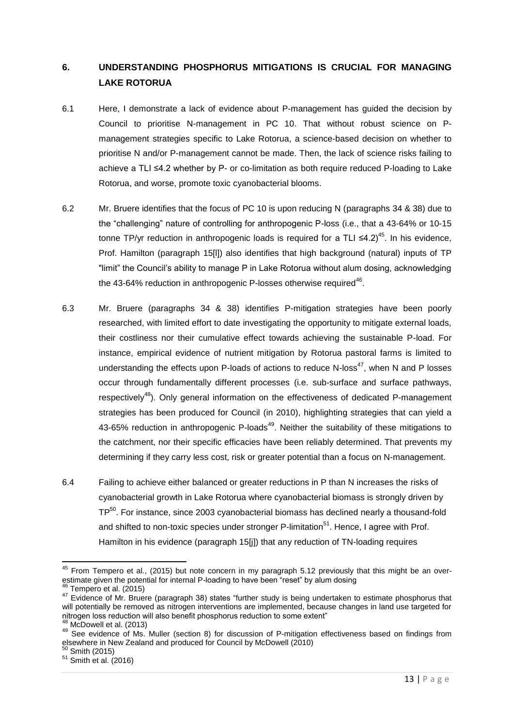## 6. UNDERSTANDING PHOSPHORUS MITIGATIONS IS CRUCIAL FOR MANAGING LAKE ROTORUA

6.1 Here, I demonstrate a lack of evidence about P-management has guided the decision by Council to prioritise N-management in PC 10. That without robust science on P-management strategies specific to Lake Rotorua, a science-based decision on whether to prioritise N and/or P-management cannot be made. Then, the lack of science risks failing to achieve a TLI ≤4.2 whether by P- or co-limitation as both require reduced P-loading to Lake Rotorua, and worse, promote toxic cyanobacterial blooms.

6.2 Mr. Bruere identifies that the focus of PC 10 is upon reducing N (paragraphs 34 & 38) due to the "challenging" nature of controlling for anthropogenic P-loss (i.e., that a 43-64% or 10-15 tonne TP/yr reduction in anthropogenic loads is required for a TLI ≤4.2)[45]. In his evidence, Prof. Hamilton (paragraph 15[l]) also identifies that high background (natural) inputs of TP "limit" the Council's ability to manage P in Lake Rotorua without alum dosing, acknowledging the 43-64% reduction in anthropogenic P-losses otherwise required[46].

6.3 Mr. Bruere (paragraphs 34 & 38) identifies P-mitigation strategies have been poorly researched, with limited effort to date investigating the opportunity to mitigate external loads, their costliness nor their cumulative effect towards achieving the sustainable P-load. For instance, empirical evidence of nutrient mitigation by Rotorua pastoral farms is limited to understanding the effects upon P-loads of actions to reduce N-loss[47], when N and P losses occur through fundamentally different processes (i.e. sub-surface and surface pathways, respectively[48]). Only general information on the effectiveness of dedicated P-management strategies has been produced for Council (in 2010), highlighting strategies that can yield a 43-65% reduction in anthropogenic P-loads[49]. Neither the suitability of these mitigations to the catchment, nor their specific efficacies have been reliably determined. That prevents my determining if they carry less cost, risk or greater potential than a focus on N-management.

6.4 Failing to achieve either balanced or greater reductions in P than N increases the risks of cyanobacterial growth in Lake Rotorua where cyanobacterial biomass is strongly driven by TP[50]. For instance, since 2003 cyanobacterial biomass has declined nearly a thousand-fold and shifted to non-toxic species under stronger P-limitation[51]. Hence, I agree with Prof. Hamilton in his evidence (paragraph 15[j]) that any reduction of TN-loading requires

---

[45] From Tempero et al., (2015) but note concern in my paragraph 5.12 previously that this might be an over-estimate given the potential for internal P-loading to have been "reset" by alum dosing

[46] Tempero et al. (2015)

[47] Evidence of Mr. Bruere (paragraph 38) states "further study is being undertaken to estimate phosphorus that will potentially be removed as nitrogen interventions are implemented, because changes in land use targeted for nitrogen loss reduction will also benefit phosphorus reduction to some extent"

[48] McDowell et al. (2013)

[49] See evidence of Ms. Muller (section 8) for discussion of P-mitigation effectiveness based on findings from elsewhere in New Zealand and produced for Council by McDowell (2010)

[50] Smith (2015)

[51] Smith et al. (2016)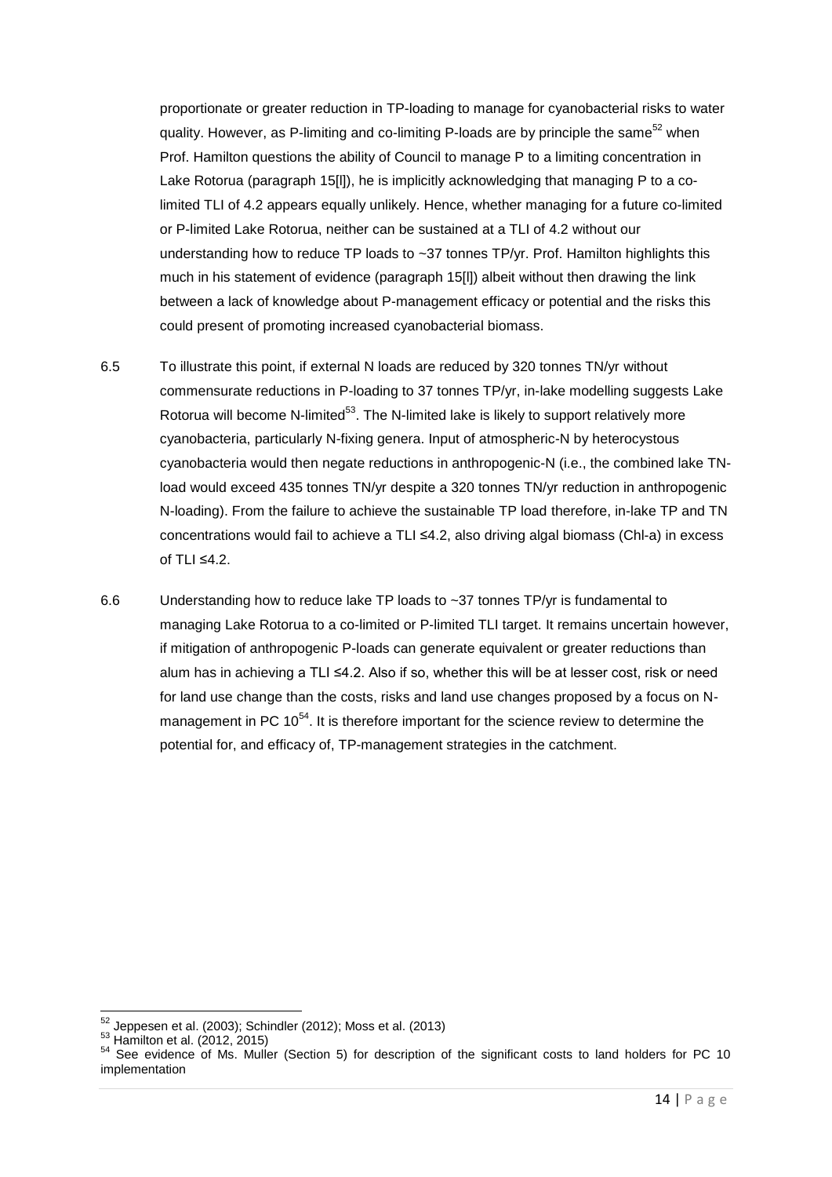proportionate or greater reduction in TP-loading to manage for cyanobacterial risks to water quality. However, as P-limiting and co-limiting P-loads are by principle the same[52] when Prof. Hamilton questions the ability of Council to manage P to a limiting concentration in Lake Rotorua (paragraph 15[l]), he is implicitly acknowledging that managing P to a co-limited TLI of 4.2 appears equally unlikely. Hence, whether managing for a future co-limited or P-limited Lake Rotorua, neither can be sustained at a TLI of 4.2 without our understanding how to reduce TP loads to ~37 tonnes TP/yr. Prof. Hamilton highlights this much in his statement of evidence (paragraph 15[l]) albeit without then drawing the link between a lack of knowledge about P-management efficacy or potential and the risks this could present of promoting increased cyanobacterial biomass.

6.5 To illustrate this point, if external N loads are reduced by 320 tonnes TN/yr without commensurate reductions in P-loading to 37 tonnes TP/yr, in-lake modelling suggests Lake Rotorua will become N-limited[53]. The N-limited lake is likely to support relatively more cyanobacteria, particularly N-fixing genera. Input of atmospheric-N by heterocystous cyanobacteria would then negate reductions in anthropogenic-N (i.e., the combined lake TN-load would exceed 435 tonnes TN/yr despite a 320 tonnes TN/yr reduction in anthropogenic N-loading). From the failure to achieve the sustainable TP load therefore, in-lake TP and TN concentrations would fail to achieve a TLI ≤4.2, also driving algal biomass (Chl-a) in excess of TLI ≤4.2.

6.6 Understanding how to reduce lake TP loads to ~37 tonnes TP/yr is fundamental to managing Lake Rotorua to a co-limited or P-limited TLI target. It remains uncertain however, if mitigation of anthropogenic P-loads can generate equivalent or greater reductions than alum has in achieving a TLI ≤4.2. Also if so, whether this will be at lesser cost, risk or need for land use change than the costs, risks and land use changes proposed by a focus on N-management in PC 10[54]. It is therefore important for the science review to determine the potential for, and efficacy of, TP-management strategies in the catchment.

---

[52] Jeppesen et al. (2003); Schindler (2012); Moss et al. (2013)

[53] Hamilton et al. (2012, 2015)

[54] See evidence of Ms. Muller (Section 5) for description of the significant costs to land holders for PC 10 implementation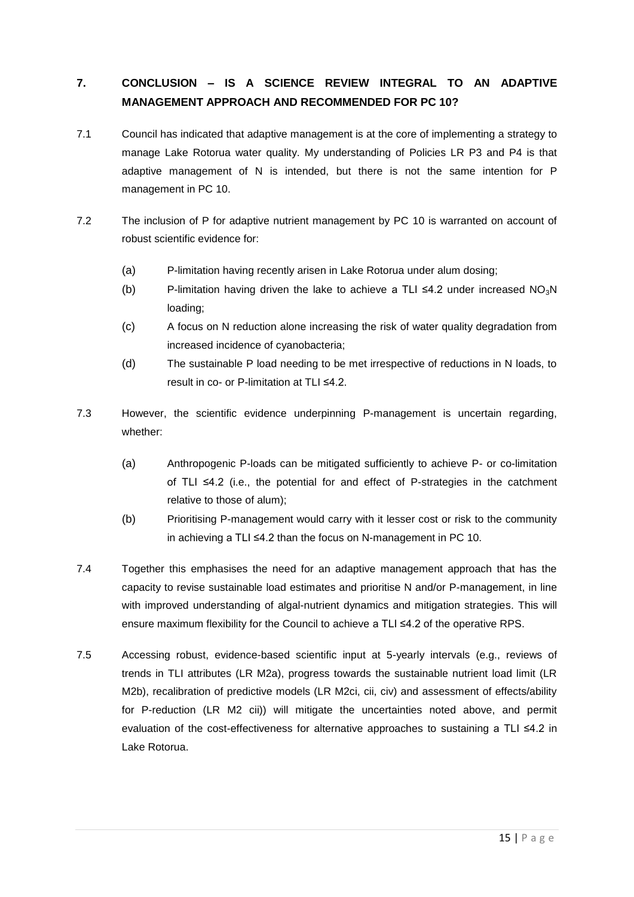## 7. CONCLUSION – IS A SCIENCE REVIEW INTEGRAL TO AN ADAPTIVE MANAGEMENT APPROACH AND RECOMMENDED FOR PC 10?

7.1 Council has indicated that adaptive management is at the core of implementing a strategy to manage Lake Rotorua water quality. My understanding of Policies LR P3 and P4 is that adaptive management of N is intended, but there is not the same intention for P management in PC 10.

7.2 The inclusion of P for adaptive nutrient management by PC 10 is warranted on account of robust scientific evidence for:

(a) P-limitation having recently arisen in Lake Rotorua under alum dosing;

(b) P-limitation having driven the lake to achieve a TLI ≤4.2 under increased $NO_3N$ loading;

(c) A focus on N reduction alone increasing the risk of water quality degradation from increased incidence of cyanobacteria;

(d) The sustainable P load needing to be met irrespective of reductions in N loads, to result in co- or P-limitation at TLI ≤4.2.

7.3 However, the scientific evidence underpinning P-management is uncertain regarding, whether:

(a) Anthropogenic P-loads can be mitigated sufficiently to achieve P- or co-limitation of TLI ≤4.2 (i.e., the potential for and effect of P-strategies in the catchment relative to those of alum);

(b) Prioritising P-management would carry with it lesser cost or risk to the community in achieving a TLI ≤4.2 than the focus on N-management in PC 10.

7.4 Together this emphasises the need for an adaptive management approach that has the capacity to revise sustainable load estimates and prioritise N and/or P-management, in line with improved understanding of algal-nutrient dynamics and mitigation strategies. This will ensure maximum flexibility for the Council to achieve a TLI ≤4.2 of the operative RPS.

7.5 Accessing robust, evidence-based scientific input at 5-yearly intervals (e.g., reviews of trends in TLI attributes (LR M2a), progress towards the sustainable nutrient load limit (LR M2b), recalibration of predictive models (LR M2ci, cii, civ) and assessment of effects/ability for P-reduction (LR M2 cii)) will mitigate the uncertainties noted above, and permit evaluation of the cost-effectiveness for alternative approaches to sustaining a TLI ≤4.2 in Lake Rotorua.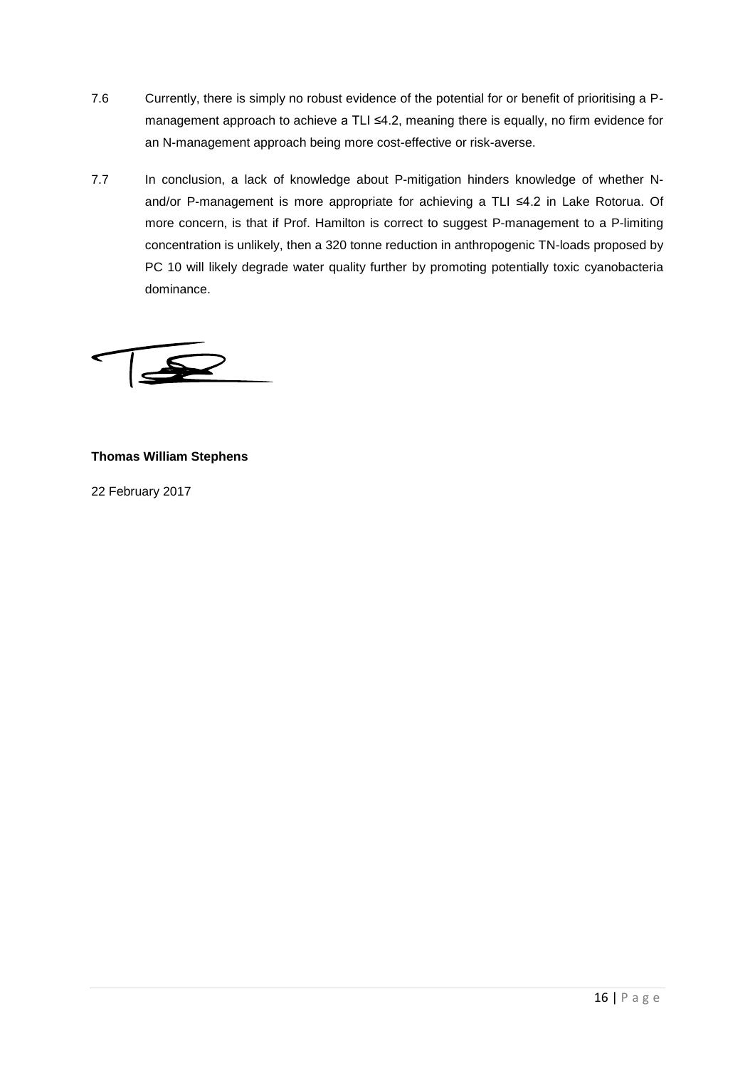7.6 Currently, there is simply no robust evidence of the potential for or benefit of prioritising a P-management approach to achieve a TLI ≤4.2, meaning there is equally, no firm evidence for an N-management approach being more cost-effective or risk-averse.

7.7 In conclusion, a lack of knowledge about P-mitigation hinders knowledge of whether N- and/or P-management is more appropriate for achieving a TLI ≤4.2 in Lake Rotorua. Of more concern, is that if Prof. Hamilton is correct to suggest P-management to a P-limiting concentration is unlikely, then a 320 tonne reduction in anthropogenic TN-loads proposed by PC 10 will likely degrade water quality further by promoting potentially toxic cyanobacteria dominance.

**Thomas William Stephens**

22 February 2017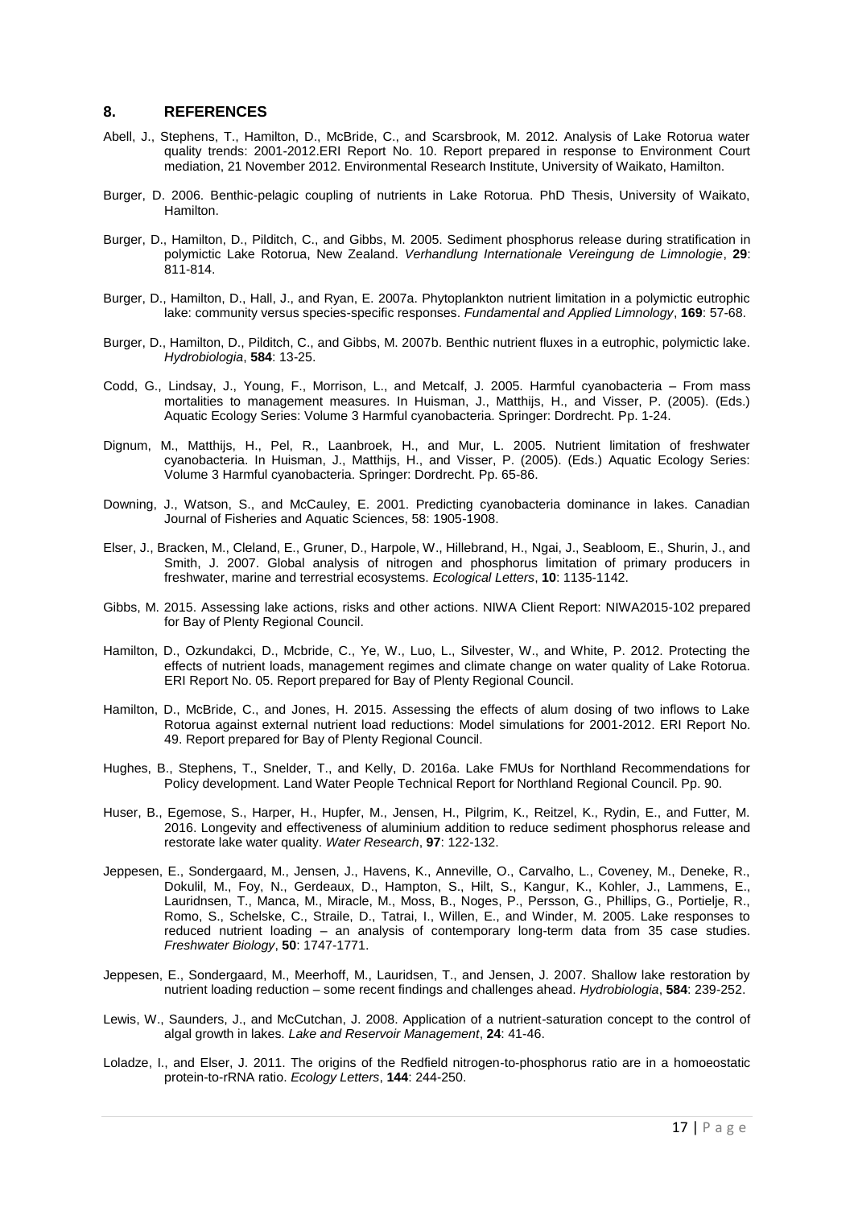## 8. REFERENCES

Abell, J., Stephens, T., Hamilton, D., McBride, C., and Scarsbrook, M. 2012. Analysis of Lake Rotorua water quality trends: 2001-2012.ERI Report No. 10. Report prepared in response to Environment Court mediation, 21 November 2012. Environmental Research Institute, University of Waikato, Hamilton.

Burger, D. 2006. Benthic-pelagic coupling of nutrients in Lake Rotorua. PhD Thesis, University of Waikato, Hamilton.

Burger, D., Hamilton, D., Pilditch, C., and Gibbs, M. 2005. Sediment phosphorus release during stratification in polymictic Lake Rotorua, New Zealand. *Verhandlung Internationale Vereingung de Limnologie*, **29**: 811-814.

Burger, D., Hamilton, D., Hall, J., and Ryan, E. 2007a. Phytoplankton nutrient limitation in a polymictic eutrophic lake: community versus species-specific responses. *Fundamental and Applied Limnology*, **169**: 57-68.

Burger, D., Hamilton, D., Pilditch, C., and Gibbs, M. 2007b. Benthic nutrient fluxes in a eutrophic, polymictic lake. *Hydrobiologia*, **584**: 13-25.

Codd, G., Lindsay, J., Young, F., Morrison, L., and Metcalf, J. 2005. Harmful cyanobacteria – From mass mortalities to management measures. In Huisman, J., Matthijs, H., and Visser, P. (2005). (Eds.) Aquatic Ecology Series: Volume 3 Harmful cyanobacteria. Springer: Dordrecht. Pp. 1-24.

Dignum, M., Matthijs, H., Pel, R., Laanbroek, H., and Mur, L. 2005. Nutrient limitation of freshwater cyanobacteria. In Huisman, J., Matthijs, H., and Visser, P. (2005). (Eds.) Aquatic Ecology Series: Volume 3 Harmful cyanobacteria. Springer: Dordrecht. Pp. 65-86.

Downing, J., Watson, S., and McCauley, E. 2001. Predicting cyanobacteria dominance in lakes. Canadian Journal of Fisheries and Aquatic Sciences, 58: 1905-1908.

Elser, J., Bracken, M., Cleland, E., Gruner, D., Harpole, W., Hillebrand, H., Ngai, J., Seabloom, E., Shurin, J., and Smith, J. 2007. Global analysis of nitrogen and phosphorus limitation of primary producers in freshwater, marine and terrestrial ecosystems. *Ecological Letters*, **10**: 1135-1142.

Gibbs, M. 2015. Assessing lake actions, risks and other actions. NIWA Client Report: NIWA2015-102 prepared for Bay of Plenty Regional Council.

Hamilton, D., Ozkundakci, D., Mcbride, C., Ye, W., Luo, L., Silvester, W., and White, P. 2012. Protecting the effects of nutrient loads, management regimes and climate change on water quality of Lake Rotorua. ERI Report No. 05. Report prepared for Bay of Plenty Regional Council.

Hamilton, D., McBride, C., and Jones, H. 2015. Assessing the effects of alum dosing of two inflows to Lake Rotorua against external nutrient load reductions: Model simulations for 2001-2012. ERI Report No. 49. Report prepared for Bay of Plenty Regional Council.

Hughes, B., Stephens, T., Snelder, T., and Kelly, D. 2016a. Lake FMUs for Northland Recommendations for Policy development. Land Water People Technical Report for Northland Regional Council. Pp. 90.

Huser, B., Egemose, S., Harper, H., Hupfer, M., Jensen, H., Pilgrim, K., Reitzel, K., Rydin, E., and Futter, M. 2016. Longevity and effectiveness of aluminium addition to reduce sediment phosphorus release and restorate lake water quality. *Water Research*, **97**: 122-132.

Jeppesen, E., Sondergaard, M., Jensen, J., Havens, K., Anneville, O., Carvalho, L., Coveney, M., Deneke, R., Dokulil, M., Foy, N., Gerdeaux, D., Hampton, S., Hilt, S., Kangur, K., Kohler, J., Lammens, E., Lauridnsen, T., Manca, M., Miracle, M., Moss, B., Noges, P., Persson, G., Phillips, G., Portielje, R., Romo, S., Schelske, C., Straile, D., Tatrai, I., Willen, E., and Winder, M. 2005. Lake responses to reduced nutrient loading – an analysis of contemporary long-term data from 35 case studies. *Freshwater Biology*, **50**: 1747-1771.

Jeppesen, E., Sondergaard, M., Meerhoff, M., Lauridsen, T., and Jensen, J. 2007. Shallow lake restoration by nutrient loading reduction – some recent findings and challenges ahead. *Hydrobiologia*, **584**: 239-252.

Lewis, W., Saunders, J., and McCutchan, J. 2008. Application of a nutrient-saturation concept to the control of algal growth in lakes. *Lake and Reservoir Management*, **24**: 41-46.

Loladze, I., and Elser, J. 2011. The origins of the Redfield nitrogen-to-phosphorus ratio are in a homoeostatic protein-to-rRNA ratio. *Ecology Letters*, **144**: 244-250.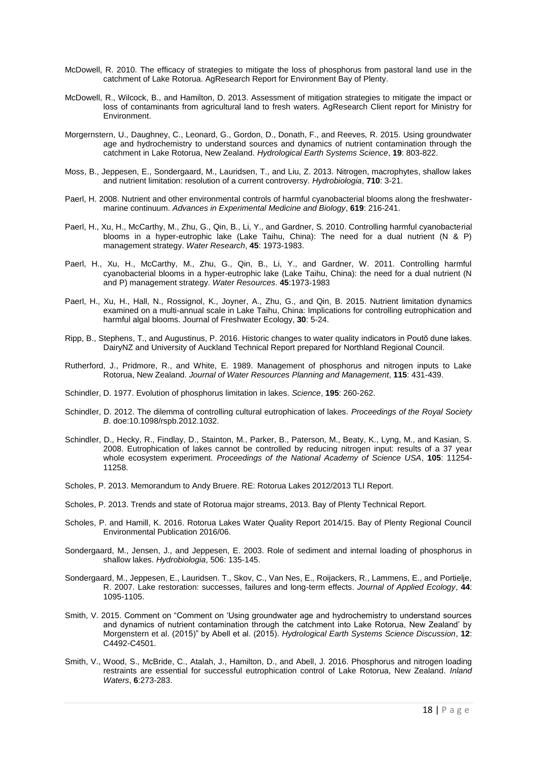McDowell, R. 2010. The efficacy of strategies to mitigate the loss of phosphorus from pastoral land use in the catchment of Lake Rotorua. AgResearch Report for Environment Bay of Plenty.

McDowell, R., Wilcock, B., and Hamilton, D. 2013. Assessment of mitigation strategies to mitigate the impact or loss of contaminants from agricultural land to fresh waters. AgResearch Client report for Ministry for Environment.

Morgernstern, U., Daughney, C., Leonard, G., Gordon, D., Donath, F., and Reeves, R. 2015. Using groundwater age and hydrochemistry to understand sources and dynamics of nutrient contamination through the catchment in Lake Rotorua, New Zealand. *Hydrological Earth Systems Science*, **19**: 803-822.

Moss, B., Jeppesen, E., Sondergaard, M., Lauridsen, T., and Liu, Z. 2013. Nitrogen, macrophytes, shallow lakes and nutrient limitation: resolution of a current controversy. *Hydrobiologia*, **710**: 3-21.

Paerl, H. 2008. Nutrient and other environmental controls of harmful cyanobacterial blooms along the freshwater-marine continuum. *Advances in Experimental Medicine and Biology*, **619**: 216-241.

Paerl, H., Xu, H., McCarthy, M., Zhu, G., Qin, B., Li, Y., and Gardner, S. 2010. Controlling harmful cyanobacterial blooms in a hyper-eutrophic lake (Lake Taihu, China): The need for a dual nutrient (N & P) management strategy. *Water Research*, **45**: 1973-1983.

Paerl, H., Xu, H., McCarthy, M., Zhu, G., Qin, B., Li, Y., and Gardner, W. 2011. Controlling harmful cyanobacterial blooms in a hyper-eutrophic lake (Lake Taihu, China): the need for a dual nutrient (N and P) management strategy. *Water Resources*. **45**:1973-1983

Paerl, H., Xu, H., Hall, N., Rossignol, K., Joyner, A., Zhu, G., and Qin, B. 2015. Nutrient limitation dynamics examined on a multi-annual scale in Lake Taihu, China: Implications for controlling eutrophication and harmful algal blooms. Journal of Freshwater Ecology, **30**: 5-24.

Ripp, B., Stephens, T., and Augustinus, P. 2016. Historic changes to water quality indicators in Poutō dune lakes. DairyNZ and University of Auckland Technical Report prepared for Northland Regional Council.

Rutherford, J., Pridmore, R., and White, E. 1989. Management of phosphorus and nitrogen inputs to Lake Rotorua, New Zealand. *Journal of Water Resources Planning and Management*, **115**: 431-439.

Schindler, D. 1977. Evolution of phosphorus limitation in lakes. *Science*, **195**: 260-262.

Schindler, D. 2012. The dilemma of controlling cultural eutrophication of lakes. *Proceedings of the Royal Society B*. doe:10.1098/rspb.2012.1032.

Schindler, D., Hecky, R., Findlay, D., Stainton, M., Parker, B., Paterson, M., Beaty, K., Lyng, M., and Kasian, S. 2008. Eutrophication of lakes cannot be controlled by reducing nitrogen input: results of a 37 year whole ecosystem experiment. *Proceedings of the National Academy of Science USA*, **105**: 11254-11258.

Scholes, P. 2013. Memorandum to Andy Bruere. RE: Rotorua Lakes 2012/2013 TLI Report.

Scholes, P. 2013. Trends and state of Rotorua major streams, 2013. Bay of Plenty Technical Report.

Scholes, P. and Hamill, K. 2016. Rotorua Lakes Water Quality Report 2014/15. Bay of Plenty Regional Council Environmental Publication 2016/06.

Sondergaard, M., Jensen, J., and Jeppesen, E. 2003. Role of sediment and internal loading of phosphorus in shallow lakes. *Hydrobiologia*, 506: 135-145.

Sondergaard, M., Jeppesen, E., Lauridsen. T., Skov, C., Van Nes, E., Roijackers, R., Lammens, E., and Portielje, R. 2007. Lake restoration: successes, failures and long-term effects. *Journal of Applied Ecology*, **44**: 1095-1105.

Smith, V. 2015. Comment on "Comment on 'Using groundwater age and hydrochemistry to understand sources and dynamics of nutrient contamination through the catchment into Lake Rotorua, New Zealand' by Morgenstern et al. (2015)" by Abell et al. (2015). *Hydrological Earth Systems Science Discussion*, **12**: C4492-C4501.

Smith, V., Wood, S., McBride, C., Atalah, J., Hamilton, D., and Abell, J. 2016. Phosphorus and nitrogen loading restraints are essential for successful eutrophication control of Lake Rotorua, New Zealand. *Inland Waters*, **6**:273-283.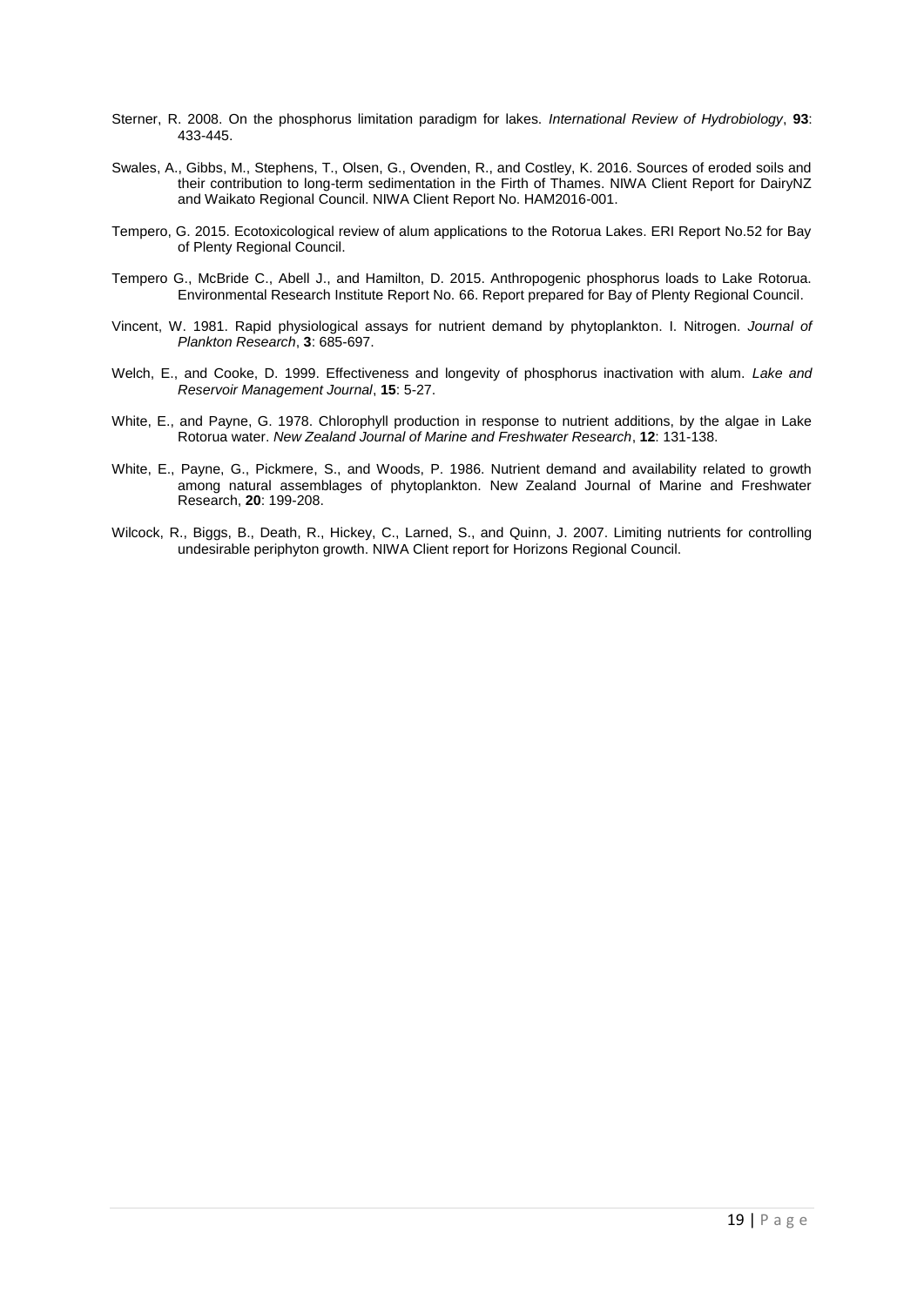Sterner, R. 2008. On the phosphorus limitation paradigm for lakes. *International Review of Hydrobiology*, **93**: 433-445.

Swales, A., Gibbs, M., Stephens, T., Olsen, G., Ovenden, R., and Costley, K. 2016. Sources of eroded soils and their contribution to long-term sedimentation in the Firth of Thames. NIWA Client Report for DairyNZ and Waikato Regional Council. NIWA Client Report No. HAM2016-001.

Tempero, G. 2015. Ecotoxicological review of alum applications to the Rotorua Lakes. ERI Report No.52 for Bay of Plenty Regional Council.

Tempero G., McBride C., Abell J., and Hamilton, D. 2015. Anthropogenic phosphorus loads to Lake Rotorua. Environmental Research Institute Report No. 66. Report prepared for Bay of Plenty Regional Council.

Vincent, W. 1981. Rapid physiological assays for nutrient demand by phytoplankton. I. Nitrogen. *Journal of Plankton Research*, **3**: 685-697.

Welch, E., and Cooke, D. 1999. Effectiveness and longevity of phosphorus inactivation with alum. *Lake and Reservoir Management Journal*, **15**: 5-27.

White, E., and Payne, G. 1978. Chlorophyll production in response to nutrient additions, by the algae in Lake Rotorua water. *New Zealand Journal of Marine and Freshwater Research*, **12**: 131-138.

White, E., Payne, G., Pickmere, S., and Woods, P. 1986. Nutrient demand and availability related to growth among natural assemblages of phytoplankton. New Zealand Journal of Marine and Freshwater Research, **20**: 199-208.

Wilcock, R., Biggs, B., Death, R., Hickey, C., Larned, S., and Quinn, J. 2007. Limiting nutrients for controlling undesirable periphyton growth. NIWA Client report for Horizons Regional Council.